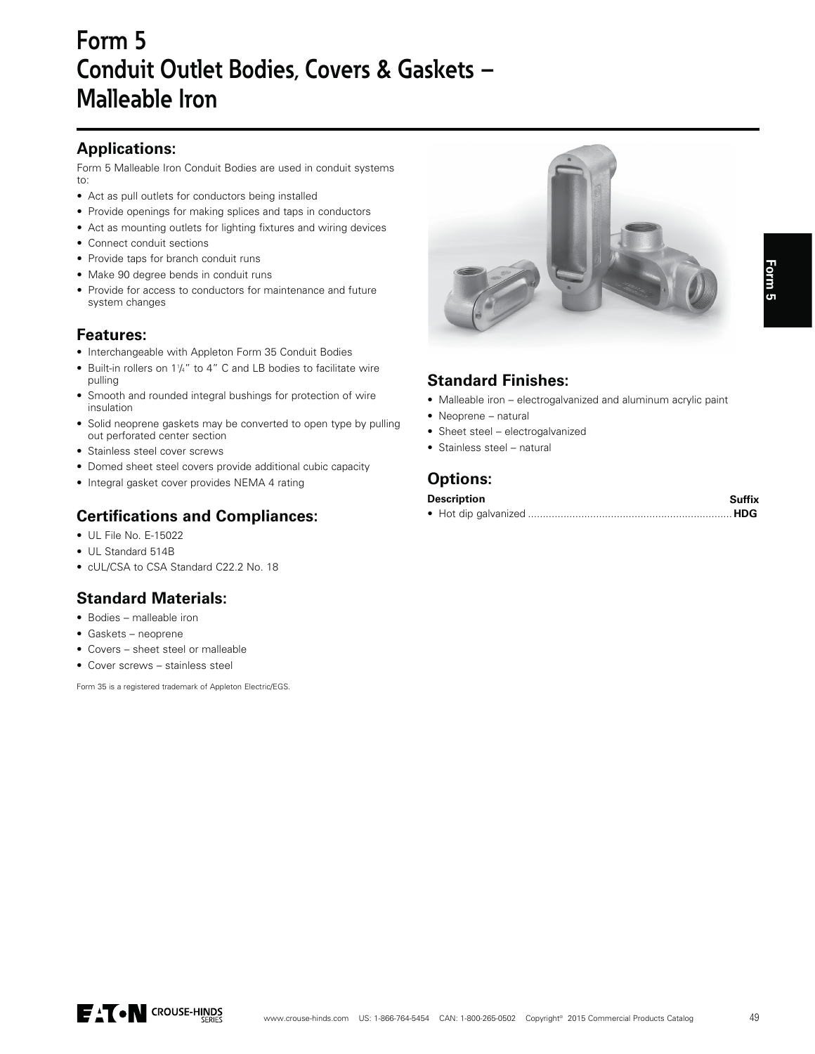# Form 5 Conduit Outlet Bodies, Covers & Gaskets – Malleable Iron

## Applications:

Form 5 Malleable Iron Conduit Bodies are used in conduit systems to:

- Act as pull outlets for conductors being installed
- Provide openings for making splices and taps in conductors
- Act as mounting outlets for lighting fixtures and wiring devices
- Connect conduit sections
- Provide taps for branch conduit runs
- Make 90 degree bends in conduit runs
- Provide for access to conductors for maintenance and future system changes

## Features:

- Interchangeable with Appleton Form 35 Conduit Bodies
- Built-in rollers on 1¼" to 4" C and LB bodies to facilitate wire pulling
- Smooth and rounded integral bushings for protection of wire insulation
- Solid neoprene gaskets may be converted to open type by pulling out perforated center section
- Stainless steel cover screws
- Domed sheet steel covers provide additional cubic capacity
- Integral gasket cover provides NEMA 4 rating

## Certifications and Compliances:

- UL File No. E-15022
- UL Standard 514B
- cUL/CSA to CSA Standard C22.2 No. 18

## Standard Materials:

- Bodies – malleable iron
- Gaskets – neoprene
- Covers – sheet steel or malleable
- Cover screws – stainless steel

Form 35 is a registered trademark of Appleton Electric/EGS.

## Standard Finishes:

- Malleable iron – electrogalvanized and aluminum acrylic paint
- Neoprene – natural
- Sheet steel – electrogalvanized
- Stainless steel – natural

## Options:

| Description | Suffix |
|---|---|
| • Hot dip galvanized | **HDG** |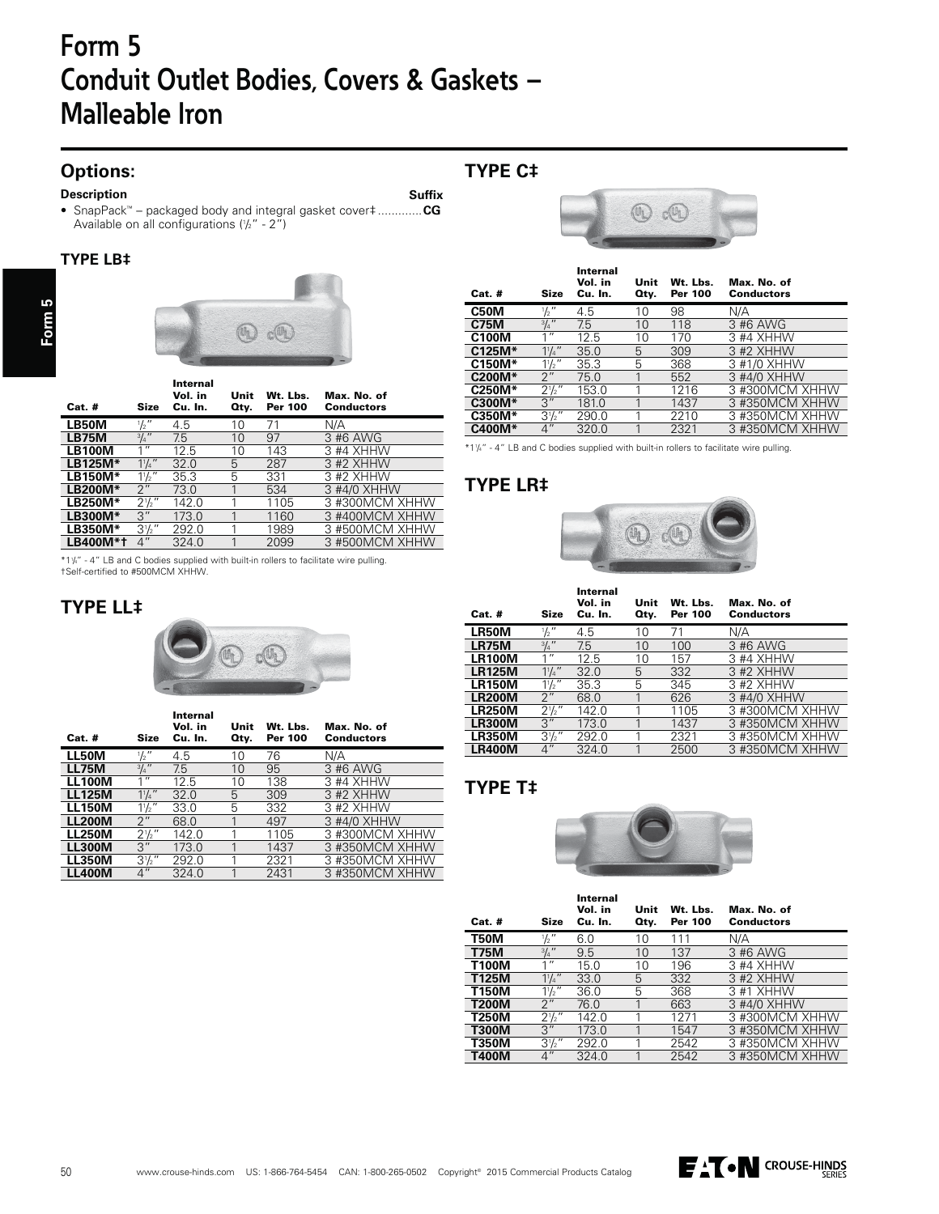# Form 5
# Conduit Outlet Bodies, Covers & Gaskets – Malleable Iron

## Options:

**Description** **Suffix**

- SnapPack™ – packaged body and integral gasket cover‡ ............**CG**
  Available on all configurations (½" - 2")

### TYPE LB‡

| Cat. # | Size | Internal Vol. in Cu. In. | Unit Qty. | Wt. Lbs. Per 100 | Max. No. of Conductors |
|---|---|---|---|---|---|
| **LB50M** | ½" | 4.5 | 10 | 71 | N/A |
| **LB75M** | ¾" | 7.5 | 10 | 97 | 3 #6 AWG |
| **LB100M** | 1" | 12.5 | 10 | 143 | 3 #4 XHHW |
| **LB125M*** | 1¼" | 32.0 | 5 | 287 | 3 #2 XHHW |
| **LB150M*** | 1½" | 35.3 | 5 | 331 | 3 #2 XHHW |
| **LB200M*** | 2" | 73.0 | 1 | 534 | 3 #4/0 XHHW |
| **LB250M*** | 2½" | 142.0 | 1 | 1105 | 3 #300MCM XHHW |
| **LB300M*** | 3" | 173.0 | 1 | 1160 | 3 #400MCM XHHW |
| **LB350M*** | 3½" | 292.0 | 1 | 1989 | 3 #500MCM XHHW |
| **LB400M*†** | 4" | 324.0 | 1 | 2099 | 3 #500MCM XHHW |

*1¼" - 4" LB and C bodies supplied with built-in rollers to facilitate wire pulling.
†Self-certified to #500MCM XHHW.

### TYPE LL‡

| Cat. # | Size | Internal Vol. in Cu. In. | Unit Qty. | Wt. Lbs. Per 100 | Max. No. of Conductors |
|---|---|---|---|---|---|
| **LL50M** | ½" | 4.5 | 10 | 76 | N/A |
| **LL75M** | ¾" | 7.5 | 10 | 95 | 3 #6 AWG |
| **LL100M** | 1" | 12.5 | 10 | 138 | 3 #4 XHHW |
| **LL125M** | 1¼" | 32.0 | 5 | 309 | 3 #2 XHHW |
| **LL150M** | 1½" | 33.0 | 5 | 332 | 3 #2 XHHW |
| **LL200M** | 2" | 68.0 | 1 | 497 | 3 #4/0 XHHW |
| **LL250M** | 2½" | 142.0 | 1 | 1105 | 3 #300MCM XHHW |
| **LL300M** | 3" | 173.0 | 1 | 1437 | 3 #350MCM XHHW |
| **LL350M** | 3½" | 292.0 | 1 | 2321 | 3 #350MCM XHHW |
| **LL400M** | 4" | 324.0 | 1 | 2431 | 3 #350MCM XHHW |

### TYPE C‡

| Cat. # | Size | Internal Vol. in Cu. In. | Unit Qty. | Wt. Lbs. Per 100 | Max. No. of Conductors |
|---|---|---|---|---|---|
| **C50M** | ½" | 4.5 | 10 | 98 | N/A |
| **C75M** | ¾" | 7.5 | 10 | 118 | 3 #6 AWG |
| **C100M** | 1" | 12.5 | 10 | 170 | 3 #4 XHHW |
| **C125M*** | 1¼" | 35.0 | 5 | 309 | 3 #2 XHHW |
| **C150M*** | 1½" | 35.3 | 5 | 368 | 3 #1/0 XHHW |
| **C200M*** | 2" | 75.0 | 1 | 552 | 3 #4/0 XHHW |
| **C250M*** | 2½" | 153.0 | 1 | 1216 | 3 #300MCM XHHW |
| **C300M*** | 3" | 181.0 | 1 | 1437 | 3 #350MCM XHHW |
| **C350M*** | 3½" | 290.0 | 1 | 2210 | 3 #350MCM XHHW |
| **C400M*** | 4" | 320.0 | 1 | 2321 | 3 #350MCM XHHW |

*1¼" - 4" LB and C bodies supplied with built-in rollers to facilitate wire pulling.

### TYPE LR‡

| Cat. # | Size | Internal Vol. in Cu. In. | Unit Qty. | Wt. Lbs. Per 100 | Max. No. of Conductors |
|---|---|---|---|---|---|
| **LR50M** | ½" | 4.5 | 10 | 71 | N/A |
| **LR75M** | ¾" | 7.5 | 10 | 100 | 3 #6 AWG |
| **LR100M** | 1" | 12.5 | 10 | 157 | 3 #4 XHHW |
| **LR125M** | 1¼" | 32.0 | 5 | 332 | 3 #2 XHHW |
| **LR150M** | 1½" | 35.3 | 5 | 345 | 3 #2 XHHW |
| **LR200M** | 2" | 68.0 | 1 | 626 | 3 #4/0 XHHW |
| **LR250M** | 2½" | 142.0 | 1 | 1105 | 3 #300MCM XHHW |
| **LR300M** | 3" | 173.0 | 1 | 1437 | 3 #350MCM XHHW |
| **LR350M** | 3½" | 292.0 | 1 | 2321 | 3 #350MCM XHHW |
| **LR400M** | 4" | 324.0 | 1 | 2500 | 3 #350MCM XHHW |

### TYPE T‡

| Cat. # | Size | Internal Vol. in Cu. In. | Unit Qty. | Wt. Lbs. Per 100 | Max. No. of Conductors |
|---|---|---|---|---|---|
| **T50M** | ½" | 6.0 | 10 | 111 | N/A |
| **T75M** | ¾" | 9.5 | 10 | 137 | 3 #6 AWG |
| **T100M** | 1" | 15.0 | 10 | 196 | 3 #4 XHHW |
| **T125M** | 1¼" | 33.0 | 5 | 332 | 3 #2 XHHW |
| **T150M** | 1½" | 36.0 | 5 | 368 | 3 #1 XHHW |
| **T200M** | 2" | 76.0 | 1 | 663 | 3 #4/0 XHHW |
| **T250M** | 2½" | 142.0 | 1 | 1271 | 3 #300MCM XHHW |
| **T300M** | 3" | 173.0 | 1 | 1547 | 3 #350MCM XHHW |
| **T350M** | 3½" | 292.0 | 1 | 2542 | 3 #350MCM XHHW |
| **T400M** | 4" | 324.0 | 1 | 2542 | 3 #350MCM XHHW |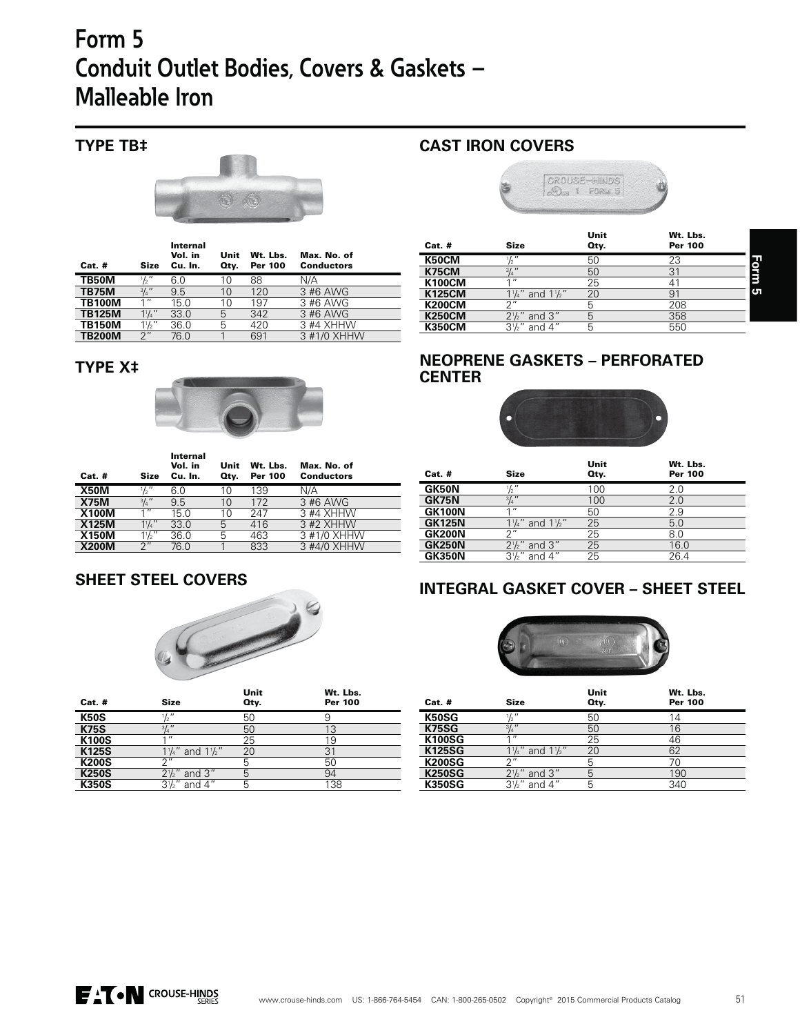# Form 5
# Conduit Outlet Bodies, Covers & Gaskets – Malleable Iron

## TYPE TB‡

| Cat. # | Size | Internal Vol. in Cu. In. | Unit Qty. | Wt. Lbs. Per 100 | Max. No. of Conductors |
|---|---|---|---|---|---|
| **TB50M** | 1/2" | 6.0 | 10 | 88 | N/A |
| **TB75M** | 3/4" | 9.5 | 10 | 120 | 3 #6 AWG |
| **TB100M** | 1" | 15.0 | 10 | 197 | 3 #6 AWG |
| **TB125M** | 1 1/4" | 33.0 | 5 | 342 | 3 #6 AWG |
| **TB150M** | 1 1/2" | 36.0 | 5 | 420 | 3 #4 XHHW |
| **TB200M** | 2" | 76.0 | 1 | 691 | 3 #1/0 XHHW |

## TYPE X‡

| Cat. # | Size | Internal Vol. in Cu. In. | Unit Qty. | Wt. Lbs. Per 100 | Max. No. of Conductors |
|---|---|---|---|---|---|
| **X50M** | 1/2" | 6.0 | 10 | 139 | N/A |
| **X75M** | 3/4" | 9.5 | 10 | 172 | 3 #6 AWG |
| **X100M** | 1" | 15.0 | 10 | 247 | 3 #4 XHHW |
| **X125M** | 1 1/4" | 33.0 | 5 | 416 | 3 #2 XHHW |
| **X150M** | 1 1/2" | 36.0 | 5 | 463 | 3 #1/0 XHHW |
| **X200M** | 2" | 76.0 | 1 | 833 | 3 #4/0 XHHW |

## SHEET STEEL COVERS

| Cat. # | Size | Unit Qty. | Wt. Lbs. Per 100 |
|---|---|---|---|
| **K50S** | 1/2" | 50 | 9 |
| **K75S** | 3/4" | 50 | 13 |
| **K100S** | 1" | 25 | 19 |
| **K125S** | 1 1/4" and 1 1/2" | 20 | 31 |
| **K200S** | 2" | 5 | 50 |
| **K250S** | 2 1/2" and 3" | 5 | 94 |
| **K350S** | 3 1/2" and 4" | 5 | 138 |

## CAST IRON COVERS

| Cat. # | Size | Unit Qty. | Wt. Lbs. Per 100 |
|---|---|---|---|
| **K50CM** | 1/2" | 50 | 23 |
| **K75CM** | 3/4" | 50 | 31 |
| **K100CM** | 1" | 25 | 41 |
| **K125CM** | 1 1/4" and 1 1/2" | 20 | 91 |
| **K200CM** | 2" | 5 | 208 |
| **K250CM** | 2 1/2" and 3" | 5 | 358 |
| **K350CM** | 3 1/2" and 4" | 5 | 550 |

## NEOPRENE GASKETS – PERFORATED CENTER

| Cat. # | Size | Unit Qty. | Wt. Lbs. Per 100 |
|---|---|---|---|
| **GK50N** | 1/2" | 100 | 2.0 |
| **GK75N** | 3/4" | 100 | 2.0 |
| **GK100N** | 1" | 50 | 2.9 |
| **GK125N** | 1 1/4" and 1 1/2" | 25 | 5.0 |
| **GK200N** | 2" | 25 | 8.0 |
| **GK250N** | 2 1/2" and 3" | 25 | 16.0 |
| **GK350N** | 3 1/2" and 4" | 25 | 26.4 |

## INTEGRAL GASKET COVER – SHEET STEEL

| Cat. # | Size | Unit Qty. | Wt. Lbs. Per 100 |
|---|---|---|---|
| **K50SG** | 1/2" | 50 | 14 |
| **K75SG** | 3/4" | 50 | 16 |
| **K100SG** | 1" | 25 | 46 |
| **K125SG** | 1 1/4" and 1 1/2" | 20 | 62 |
| **K200SG** | 2" | 5 | 70 |
| **K250SG** | 2 1/2" and 3" | 5 | 190 |
| **K350SG** | 3 1/2" and 4" | 5 | 340 |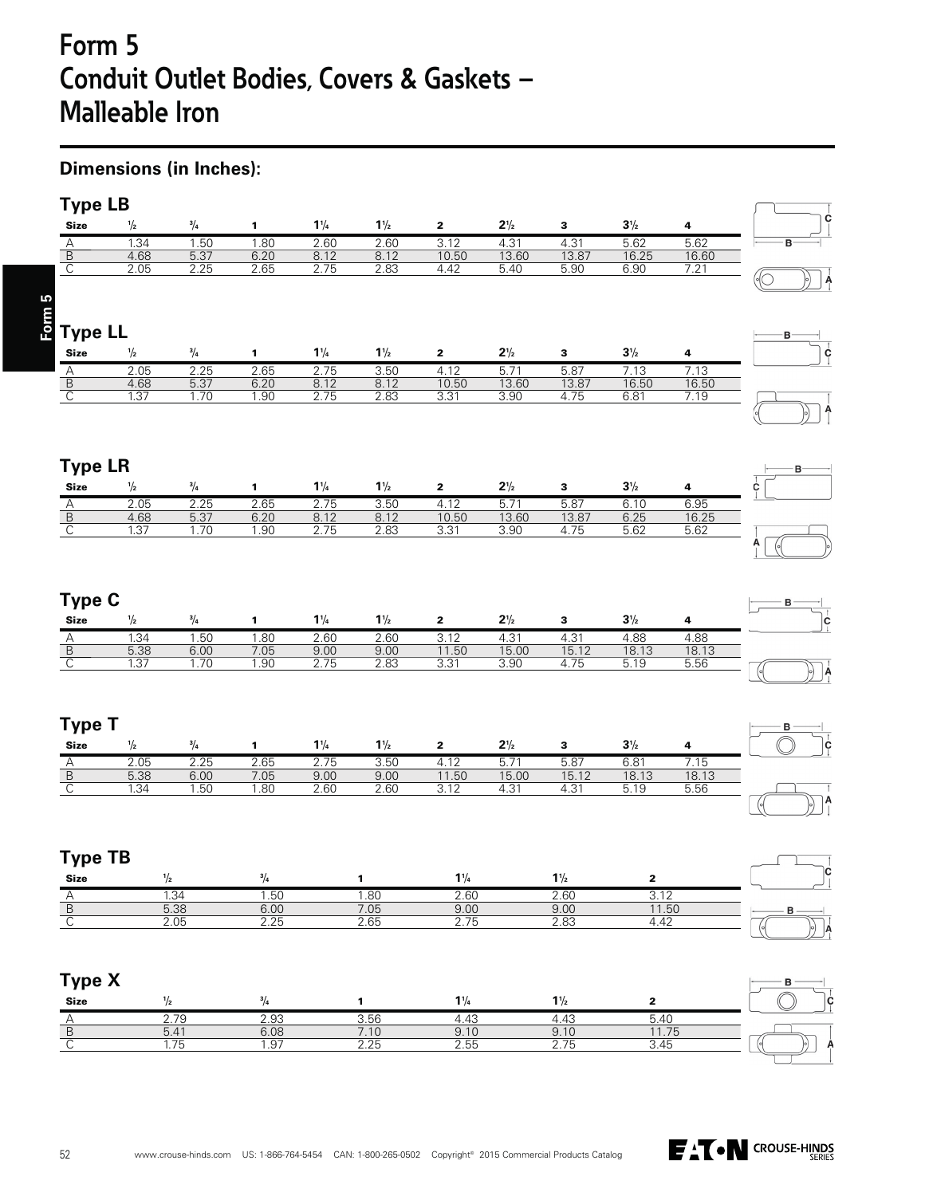# Form 5
# Conduit Outlet Bodies, Covers & Gaskets – Malleable Iron

## Dimensions (in Inches):

### Type LB

| Size | ½ | ¾ | 1 | 1¼ | 1½ | 2 | 2½ | 3 | 3½ | 4 |
|---|---|---|---|---|---|---|---|---|---|---|
| A | 1.34 | 1.50 | 1.80 | 2.60 | 2.60 | 3.12 | 4.31 | 4.31 | 5.62 | 5.62 |
| B | 4.68 | 5.37 | 6.20 | 8.12 | 8.12 | 10.50 | 13.60 | 13.87 | 16.25 | 16.60 |
| C | 2.05 | 2.25 | 2.65 | 2.75 | 2.83 | 4.42 | 5.40 | 5.90 | 6.90 | 7.21 |

### Type LL

| Size | ½ | ¾ | 1 | 1¼ | 1½ | 2 | 2½ | 3 | 3½ | 4 |
|---|---|---|---|---|---|---|---|---|---|---|
| A | 2.05 | 2.25 | 2.65 | 2.75 | 3.50 | 4.12 | 5.71 | 5.87 | 7.13 | 7.13 |
| B | 4.68 | 5.37 | 6.20 | 8.12 | 8.12 | 10.50 | 13.60 | 13.87 | 16.50 | 16.50 |
| C | 1.37 | 1.70 | 1.90 | 2.75 | 2.83 | 3.31 | 3.90 | 4.75 | 6.81 | 7.19 |

### Type LR

| Size | ½ | ¾ | 1 | 1¼ | 1½ | 2 | 2½ | 3 | 3½ | 4 |
|---|---|---|---|---|---|---|---|---|---|---|
| A | 2.05 | 2.25 | 2.65 | 2.75 | 3.50 | 4.12 | 5.71 | 5.87 | 6.10 | 6.95 |
| B | 4.68 | 5.37 | 6.20 | 8.12 | 8.12 | 10.50 | 13.60 | 13.87 | 6.25 | 16.25 |
| C | 1.37 | 1.70 | 1.90 | 2.75 | 2.83 | 3.31 | 3.90 | 4.75 | 5.62 | 5.62 |

### Type C

| Size | ½ | ¾ | 1 | 1¼ | 1½ | 2 | 2½ | 3 | 3½ | 4 |
|---|---|---|---|---|---|---|---|---|---|---|
| A | 1.34 | 1.50 | 1.80 | 2.60 | 2.60 | 3.12 | 4.31 | 4.31 | 4.88 | 4.88 |
| B | 5.38 | 6.00 | 7.05 | 9.00 | 9.00 | 11.50 | 15.00 | 15.12 | 18.13 | 18.13 |
| C | 1.37 | 1.70 | 1.90 | 2.75 | 2.83 | 3.31 | 3.90 | 4.75 | 5.19 | 5.56 |

### Type T

| Size | ½ | ¾ | 1 | 1¼ | 1½ | 2 | 2½ | 3 | 3½ | 4 |
|---|---|---|---|---|---|---|---|---|---|---|
| A | 2.05 | 2.25 | 2.65 | 2.75 | 3.50 | 4.12 | 5.71 | 5.87 | 6.81 | 7.15 |
| B | 5.38 | 6.00 | 7.05 | 9.00 | 9.00 | 11.50 | 15.00 | 15.12 | 18.13 | 18.13 |
| C | 1.34 | 1.50 | 1.80 | 2.60 | 2.60 | 3.12 | 4.31 | 4.31 | 5.19 | 5.56 |

### Type TB

| Size | ½ | ¾ | 1 | 1¼ | 1½ | 2 |
|---|---|---|---|---|---|---|
| A | 1.34 | 1.50 | 1.80 | 2.60 | 2.60 | 3.12 |
| B | 5.38 | 6.00 | 7.05 | 9.00 | 9.00 | 11.50 |
| C | 2.05 | 2.25 | 2.65 | 2.75 | 2.83 | 4.42 |

### Type X

| Size | ½ | ¾ | 1 | 1¼ | 1½ | 2 |
|---|---|---|---|---|---|---|
| A | 2.79 | 2.93 | 3.56 | 4.43 | 4.43 | 5.40 |
| B | 5.41 | 6.08 | 7.10 | 9.10 | 9.10 | 11.75 |
| C | 1.75 | 1.97 | 2.25 | 2.55 | 2.75 | 3.45 |

www.crouse-hinds.com US: 1-866-764-5454 CAN: 1-800-265-0502 Copyright© 2015 Commercial Products Catalog